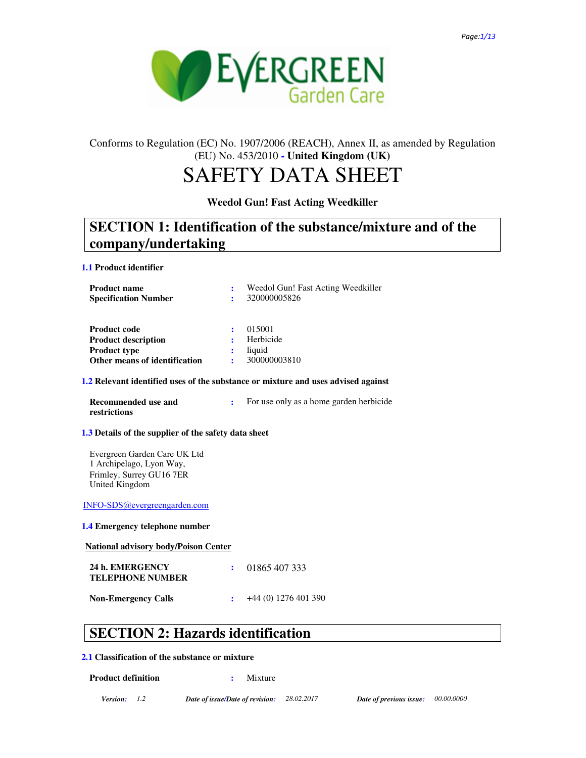Conforms to Regulation (EC) No. 1907/2006 (REACH), Annex II, as amended by Regulation (EU) No. 453/2010 - **United Kingdom (UK)**

# SAFETY DATA SHEET

**Weedol Gun! Fast Acting Weedkiller**

## SECTION 1: Identification of the substance/mixture and of the company/undertaking

### 1.1 Product identifier

| | | |
|---|---|---|
| **Product name** | : | Weedol Gun! Fast Acting Weedkiller |
| **Specification Number** | : | 320000005826 |
| **Product code** | : | 015001 |
| **Product description** | : | Herbicide |
| **Product type** | : | liquid |
| **Other means of identification** | : | 300000003810 |

### 1.2 Relevant identified uses of the substance or mixture and uses advised against

| | | |
|---|---|---|
| **Recommended use and restrictions** | : | For use only as a home garden herbicide |

### 1.3 Details of the supplier of the safety data sheet

Evergreen Garden Care UK Ltd
1 Archipelago, Lyon Way,
Frimley, Surrey GU16 7ER
United Kingdom

INFO-SDS@evergreengarden.com

### 1.4 Emergency telephone number

**National advisory body/Poison Center**

| | | |
|---|---|---|
| **24 h. EMERGENCY TELEPHONE NUMBER** | : | 01865 407 333 |
| **Non-Emergency Calls** | : | +44 (0) 1276 401 390 |

## SECTION 2: Hazards identification

### 2.1 Classification of the substance or mixture

| | | |
|---|---|---|
| **Product definition** | : | Mixture |

*Version:* 1.2 *Date of issue/Date of revision:* 28.02.2017 *Date of previous issue:* 00.00.0000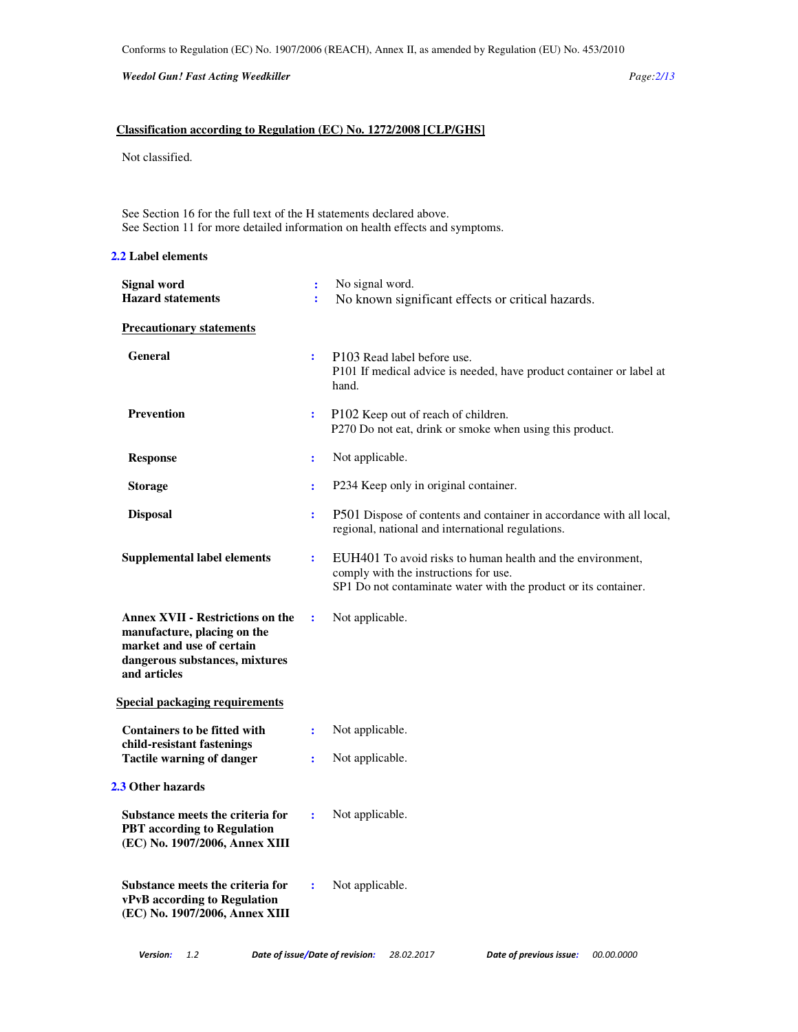**Classification according to Regulation (EC) No. 1272/2008 [CLP/GHS]**

Not classified.

See Section 16 for the full text of the H statements declared above.
See Section 11 for more detailed information on health effects and symptoms.

### 2.2 Label elements

**Signal word** : No signal word.
**Hazard statements** : No known significant effects or critical hazards.

**Precautionary statements**

**General** : P103 Read label before use.
P101 If medical advice is needed, have product container or label at hand.

**Prevention** : P102 Keep out of reach of children.
P270 Do not eat, drink or smoke when using this product.

**Response** : Not applicable.

**Storage** : P234 Keep only in original container.

**Disposal** : P501 Dispose of contents and container in accordance with all local, regional, national and international regulations.

**Supplemental label elements** : EUH401 To avoid risks to human health and the environment, comply with the instructions for use.
SP1 Do not contaminate water with the product or its container.

**Annex XVII - Restrictions on the manufacture, placing on the market and use of certain dangerous substances, mixtures and articles** : Not applicable.

**Special packaging requirements**

**Containers to be fitted with child-resistant fastenings** : Not applicable.
**Tactile warning of danger** : Not applicable.

### 2.3 Other hazards

**Substance meets the criteria for PBT according to Regulation (EC) No. 1907/2006, Annex XIII** : Not applicable.

**Substance meets the criteria for vPvB according to Regulation (EC) No. 1907/2006, Annex XIII** : Not applicable.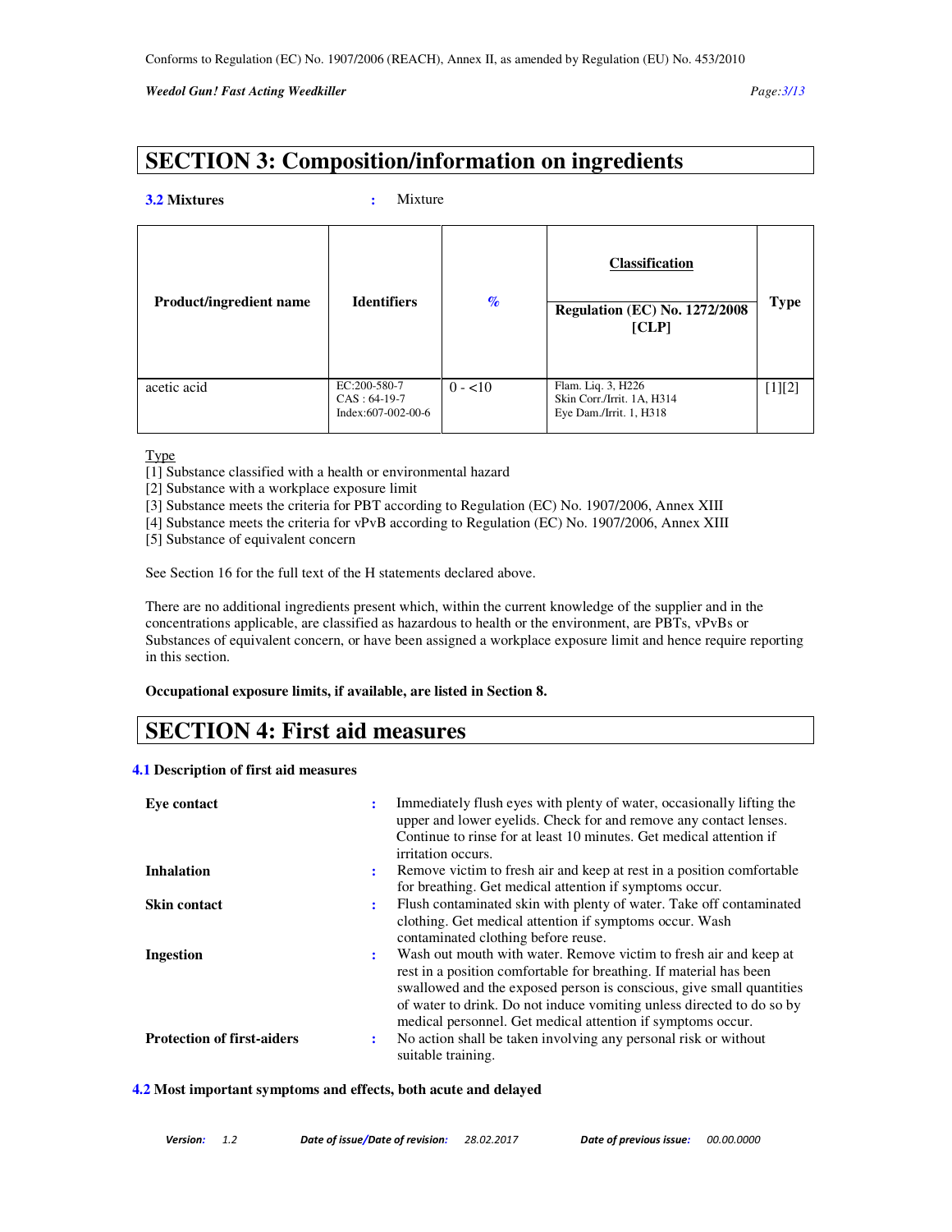## SECTION 3: Composition/information on ingredients

**3.2 Mixtures** : Mixture

| Product/ingredient name | Identifiers | % | Classification<br>Regulation (EC) No. 1272/2008 [CLP] | Type |
|---|---|---|---|---|
| acetic acid | EC:200-580-7<br>CAS : 64-19-7<br>Index:607-002-00-6 | 0 - <10 | Flam. Liq. 3, H226<br>Skin Corr./Irrit. 1A, H314<br>Eye Dam./Irrit. 1, H318 | [1][2] |

Type

[1] Substance classified with a health or environmental hazard
[2] Substance with a workplace exposure limit
[3] Substance meets the criteria for PBT according to Regulation (EC) No. 1907/2006, Annex XIII
[4] Substance meets the criteria for vPvB according to Regulation (EC) No. 1907/2006, Annex XIII
[5] Substance of equivalent concern

See Section 16 for the full text of the H statements declared above.

There are no additional ingredients present which, within the current knowledge of the supplier and in the concentrations applicable, are classified as hazardous to health or the environment, are PBTs, vPvBs or Substances of equivalent concern, or have been assigned a workplace exposure limit and hence require reporting in this section.

**Occupational exposure limits, if available, are listed in Section 8.**

## SECTION 4: First aid measures

**4.1 Description of first aid measures**

**Eye contact** : Immediately flush eyes with plenty of water, occasionally lifting the upper and lower eyelids. Check for and remove any contact lenses. Continue to rinse for at least 10 minutes. Get medical attention if irritation occurs.

**Inhalation** : Remove victim to fresh air and keep at rest in a position comfortable for breathing. Get medical attention if symptoms occur.

**Skin contact** : Flush contaminated skin with plenty of water. Take off contaminated clothing. Get medical attention if symptoms occur. Wash contaminated clothing before reuse.

**Ingestion** : Wash out mouth with water. Remove victim to fresh air and keep at rest in a position comfortable for breathing. If material has been swallowed and the exposed person is conscious, give small quantities of water to drink. Do not induce vomiting unless directed to do so by medical personnel. Get medical attention if symptoms occur.

**Protection of first-aiders** : No action shall be taken involving any personal risk or without suitable training.

**4.2 Most important symptoms and effects, both acute and delayed**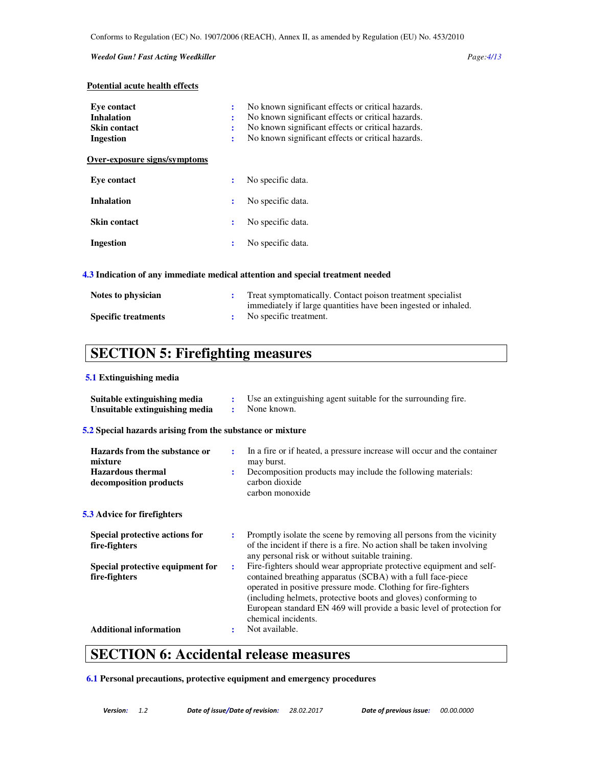#### Potential acute health effects

| | | |
|---|---|---|
| **Eye contact** | : | No known significant effects or critical hazards. |
| **Inhalation** | : | No known significant effects or critical hazards. |
| **Skin contact** | : | No known significant effects or critical hazards. |
| **Ingestion** | : | No known significant effects or critical hazards. |

#### Over-exposure signs/symptoms

| | | |
|---|---|---|
| **Eye contact** | : | No specific data. |
| **Inhalation** | : | No specific data. |
| **Skin contact** | : | No specific data. |
| **Ingestion** | : | No specific data. |

### 4.3 Indication of any immediate medical attention and special treatment needed

| | | |
|---|---|---|
| **Notes to physician** | : | Treat symptomatically. Contact poison treatment specialist immediately if large quantities have been ingested or inhaled. |
| **Specific treatments** | : | No specific treatment. |

## SECTION 5: Firefighting measures

### 5.1 Extinguishing media

| | | |
|---|---|---|
| **Suitable extinguishing media** | : | Use an extinguishing agent suitable for the surrounding fire. |
| **Unsuitable extinguishing media** | : | None known. |

### 5.2 Special hazards arising from the substance or mixture

| | | |
|---|---|---|
| **Hazards from the substance or mixture** | : | In a fire or if heated, a pressure increase will occur and the container may burst. |
| **Hazardous thermal decomposition products** | : | Decomposition products may include the following materials:<br>carbon dioxide<br>carbon monoxide |

### 5.3 Advice for firefighters

| | | |
|---|---|---|
| **Special protective actions for fire-fighters** | : | Promptly isolate the scene by removing all persons from the vicinity of the incident if there is a fire. No action shall be taken involving any personal risk or without suitable training. |
| **Special protective equipment for fire-fighters** | : | Fire-fighters should wear appropriate protective equipment and self-contained breathing apparatus (SCBA) with a full face-piece operated in positive pressure mode. Clothing for fire-fighters (including helmets, protective boots and gloves) conforming to European standard EN 469 will provide a basic level of protection for chemical incidents. |
| **Additional information** | : | Not available. |

## SECTION 6: Accidental release measures

### 6.1 Personal precautions, protective equipment and emergency procedures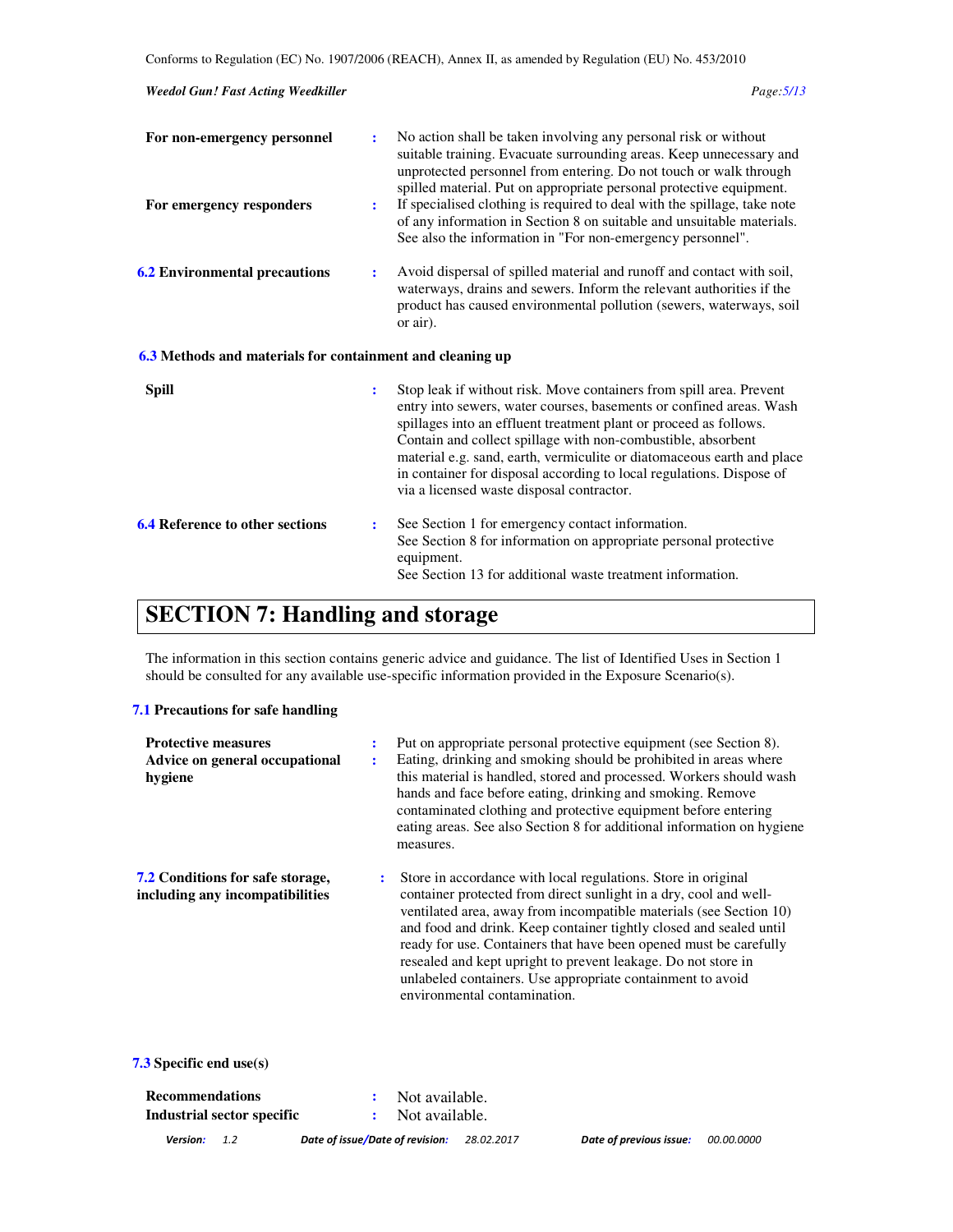**For non-emergency personnel** : No action shall be taken involving any personal risk or without suitable training. Evacuate surrounding areas. Keep unnecessary and unprotected personnel from entering. Do not touch or walk through spilled material. Put on appropriate personal protective equipment.

**For emergency responders** : If specialised clothing is required to deal with the spillage, take note of any information in Section 8 on suitable and unsuitable materials. See also the information in "For non-emergency personnel".

**6.2 Environmental precautions** : Avoid dispersal of spilled material and runoff and contact with soil, waterways, drains and sewers. Inform the relevant authorities if the product has caused environmental pollution (sewers, waterways, soil or air).

**6.3 Methods and materials for containment and cleaning up**

**Spill** : Stop leak if without risk. Move containers from spill area. Prevent entry into sewers, water courses, basements or confined areas. Wash spillages into an effluent treatment plant or proceed as follows. Contain and collect spillage with non-combustible, absorbent material e.g. sand, earth, vermiculite or diatomaceous earth and place in container for disposal according to local regulations. Dispose of via a licensed waste disposal contractor.

**6.4 Reference to other sections** : See Section 1 for emergency contact information.
See Section 8 for information on appropriate personal protective equipment.
See Section 13 for additional waste treatment information.

# SECTION 7: Handling and storage

The information in this section contains generic advice and guidance. The list of Identified Uses in Section 1 should be consulted for any available use-specific information provided in the Exposure Scenario(s).

**7.1 Precautions for safe handling**

**Protective measures** : Put on appropriate personal protective equipment (see Section 8).

**Advice on general occupational hygiene** : Eating, drinking and smoking should be prohibited in areas where this material is handled, stored and processed. Workers should wash hands and face before eating, drinking and smoking. Remove contaminated clothing and protective equipment before entering eating areas. See also Section 8 for additional information on hygiene measures.

**7.2 Conditions for safe storage, including any incompatibilities** : Store in accordance with local regulations. Store in original container protected from direct sunlight in a dry, cool and well-ventilated area, away from incompatible materials (see Section 10) and food and drink. Keep container tightly closed and sealed until ready for use. Containers that have been opened must be carefully resealed and kept upright to prevent leakage. Do not store in unlabeled containers. Use appropriate containment to avoid environmental contamination.

**7.3 Specific end use(s)**

**Recommendations** : Not available.

**Industrial sector specific** : Not available.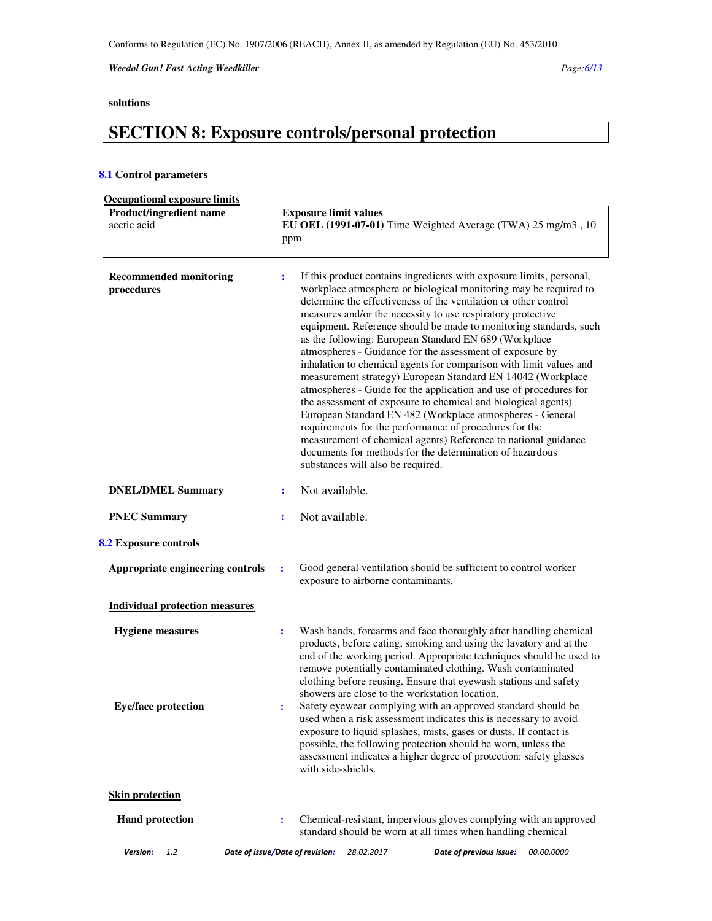**solutions**

# SECTION 8: Exposure controls/personal protection

## 8.1 Control parameters

**Occupational exposure limits**

| Product/ingredient name | Exposure limit values |
|---|---|
| acetic acid | **EU OEL (1991-07-01)** Time Weighted Average (TWA) 25 mg/m3 , 10 ppm |

**Recommended monitoring procedures** : If this product contains ingredients with exposure limits, personal, workplace atmosphere or biological monitoring may be required to determine the effectiveness of the ventilation or other control measures and/or the necessity to use respiratory protective equipment. Reference should be made to monitoring standards, such as the following: European Standard EN 689 (Workplace atmospheres - Guidance for the assessment of exposure by inhalation to chemical agents for comparison with limit values and measurement strategy) European Standard EN 14042 (Workplace atmospheres - Guide for the application and use of procedures for the assessment of exposure to chemical and biological agents) European Standard EN 482 (Workplace atmospheres - General requirements for the performance of procedures for the measurement of chemical agents) Reference to national guidance documents for methods for the determination of hazardous substances will also be required.

**DNEL/DMEL Summary** : Not available.

**PNEC Summary** : Not available.

## 8.2 Exposure controls

**Appropriate engineering controls** : Good general ventilation should be sufficient to control worker exposure to airborne contaminants.

**Individual protection measures**

**Hygiene measures** : Wash hands, forearms and face thoroughly after handling chemical products, before eating, smoking and using the lavatory and at the end of the working period. Appropriate techniques should be used to remove potentially contaminated clothing. Wash contaminated clothing before reusing. Ensure that eyewash stations and safety showers are close to the workstation location.

**Eye/face protection** : Safety eyewear complying with an approved standard should be used when a risk assessment indicates this is necessary to avoid exposure to liquid splashes, mists, gases or dusts. If contact is possible, the following protection should be worn, unless the assessment indicates a higher degree of protection: safety glasses with side-shields.

**Skin protection**

**Hand protection** : Chemical-resistant, impervious gloves complying with an approved standard should be worn at all times when handling chemical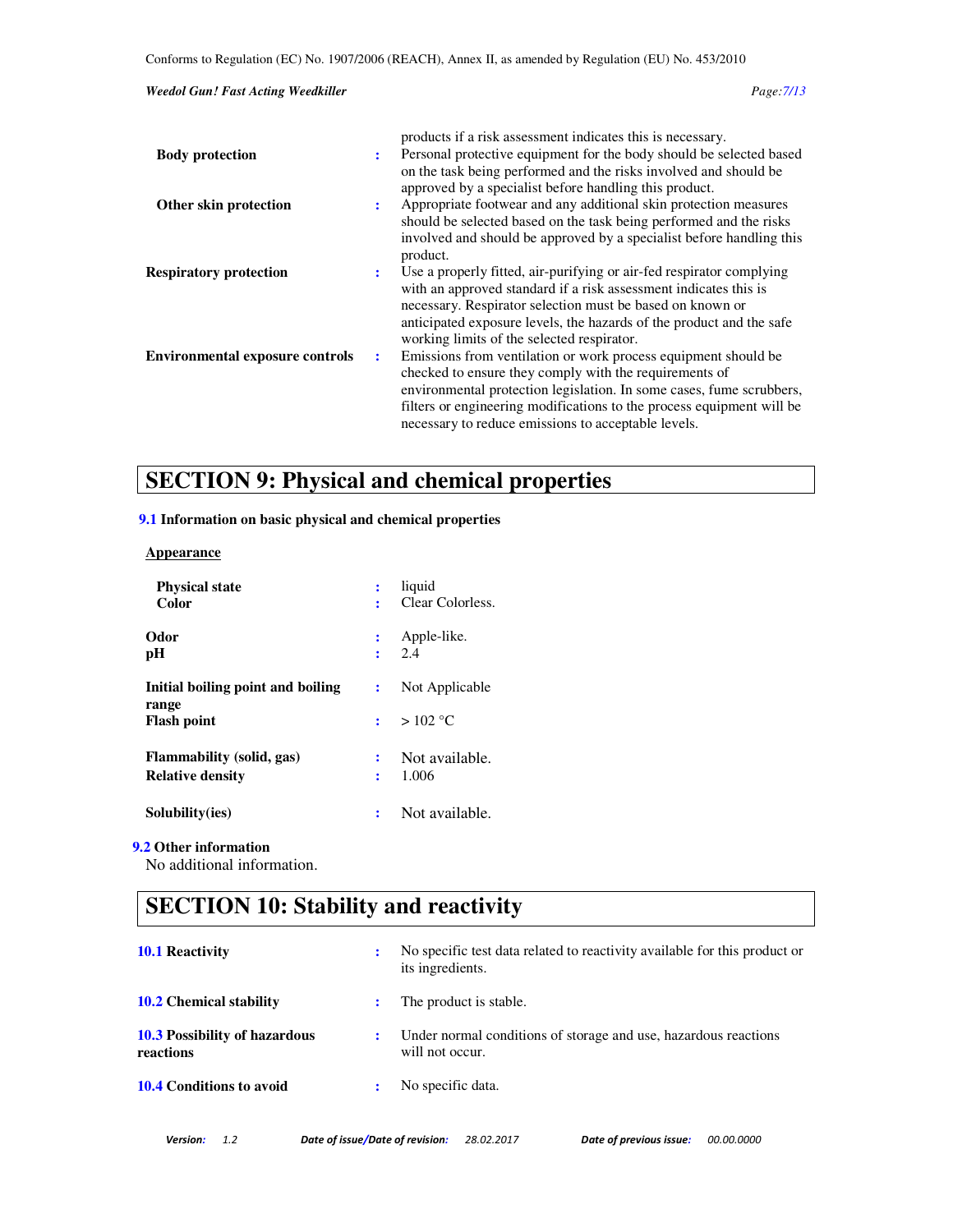products if a risk assessment indicates this is necessary.

| | | |
|---|---|---|
| **Body protection** | : | Personal protective equipment for the body should be selected based on the task being performed and the risks involved and should be approved by a specialist before handling this product. |
| **Other skin protection** | : | Appropriate footwear and any additional skin protection measures should be selected based on the task being performed and the risks involved and should be approved by a specialist before handling this product. |
| **Respiratory protection** | : | Use a properly fitted, air-purifying or air-fed respirator complying with an approved standard if a risk assessment indicates this is necessary. Respirator selection must be based on known or anticipated exposure levels, the hazards of the product and the safe working limits of the selected respirator. |
| **Environmental exposure controls** | : | Emissions from ventilation or work process equipment should be checked to ensure they comply with the requirements of environmental protection legislation. In some cases, fume scrubbers, filters or engineering modifications to the process equipment will be necessary to reduce emissions to acceptable levels. |

# SECTION 9: Physical and chemical properties

**9.1 Information on basic physical and chemical properties**

**Appearance**

| | | |
|---|---|---|
| **Physical state** | : | liquid |
| **Color** | : | Clear Colorless. |
| **Odor** | : | Apple-like. |
| **pH** | : | 2.4 |
| **Initial boiling point and boiling range** | : | Not Applicable |
| **Flash point** | : | > 102 °C |
| **Flammability (solid, gas)** | : | Not available. |
| **Relative density** | : | 1.006 |
| **Solubility(ies)** | : | Not available. |

**9.2 Other information**

No additional information.

# SECTION 10: Stability and reactivity

| | | |
|---|---|---|
| **10.1 Reactivity** | : | No specific test data related to reactivity available for this product or its ingredients. |
| **10.2 Chemical stability** | : | The product is stable. |
| **10.3 Possibility of hazardous reactions** | : | Under normal conditions of storage and use, hazardous reactions will not occur. |
| **10.4 Conditions to avoid** | : | No specific data. |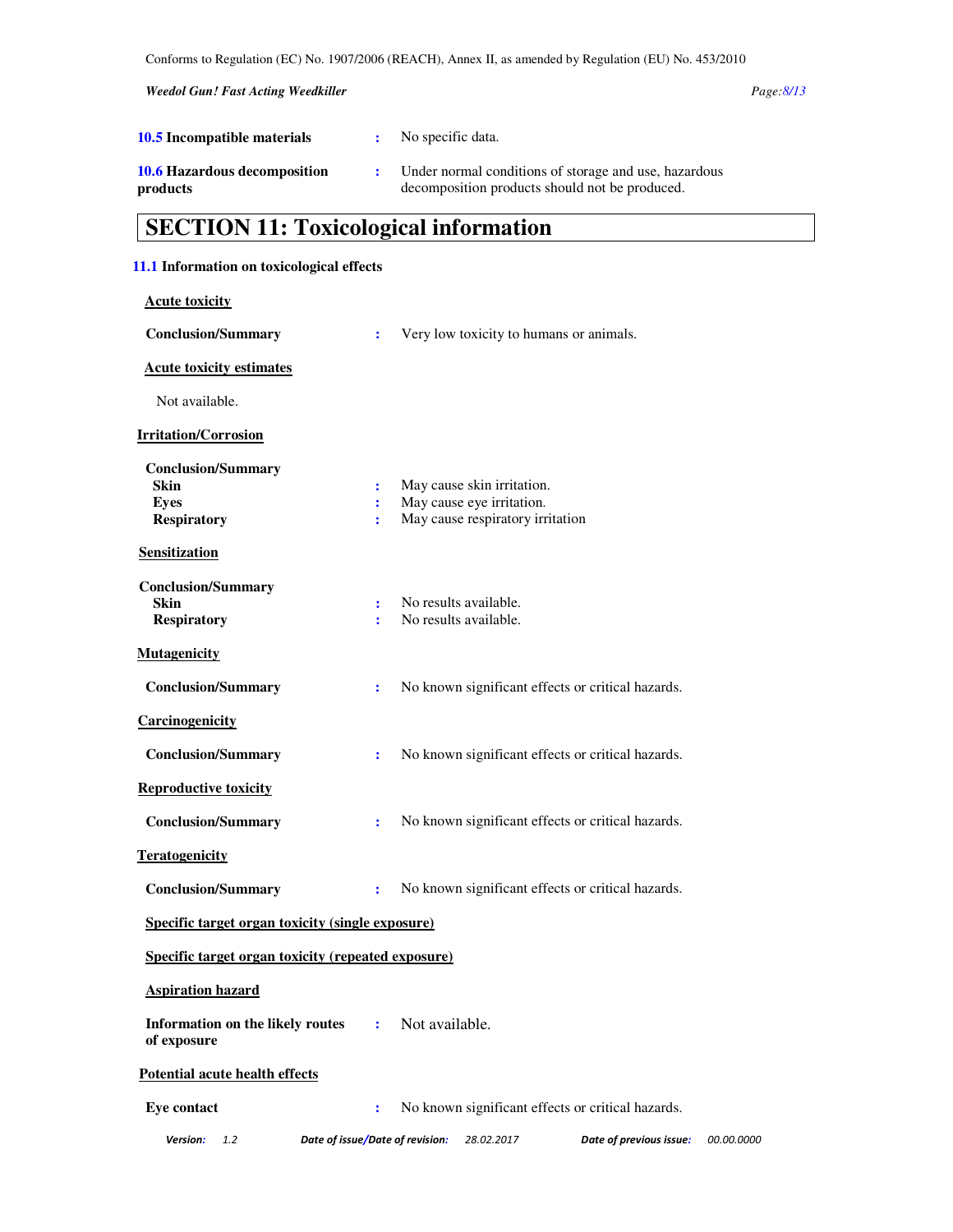**10.5 Incompatible materials** : No specific data.

**10.6 Hazardous decomposition products** : Under normal conditions of storage and use, hazardous decomposition products should not be produced.

# SECTION 11: Toxicological information

## 11.1 Information on toxicological effects

**Acute toxicity**

**Conclusion/Summary** : Very low toxicity to humans or animals.

**Acute toxicity estimates**

Not available.

**Irritation/Corrosion**

**Conclusion/Summary**

**Skin** : May cause skin irritation.

**Eyes** : May cause eye irritation.

**Respiratory** : May cause respiratory irritation

**Sensitization**

**Conclusion/Summary**

**Skin** : No results available.

**Respiratory** : No results available.

**Mutagenicity**

**Conclusion/Summary** : No known significant effects or critical hazards.

**Carcinogenicity**

**Conclusion/Summary** : No known significant effects or critical hazards.

**Reproductive toxicity**

**Conclusion/Summary** : No known significant effects or critical hazards.

**Teratogenicity**

**Conclusion/Summary** : No known significant effects or critical hazards.

**Specific target organ toxicity (single exposure)**

**Specific target organ toxicity (repeated exposure)**

**Aspiration hazard**

**Information on the likely routes of exposure** : Not available.

**Potential acute health effects**

**Eye contact** : No known significant effects or critical hazards.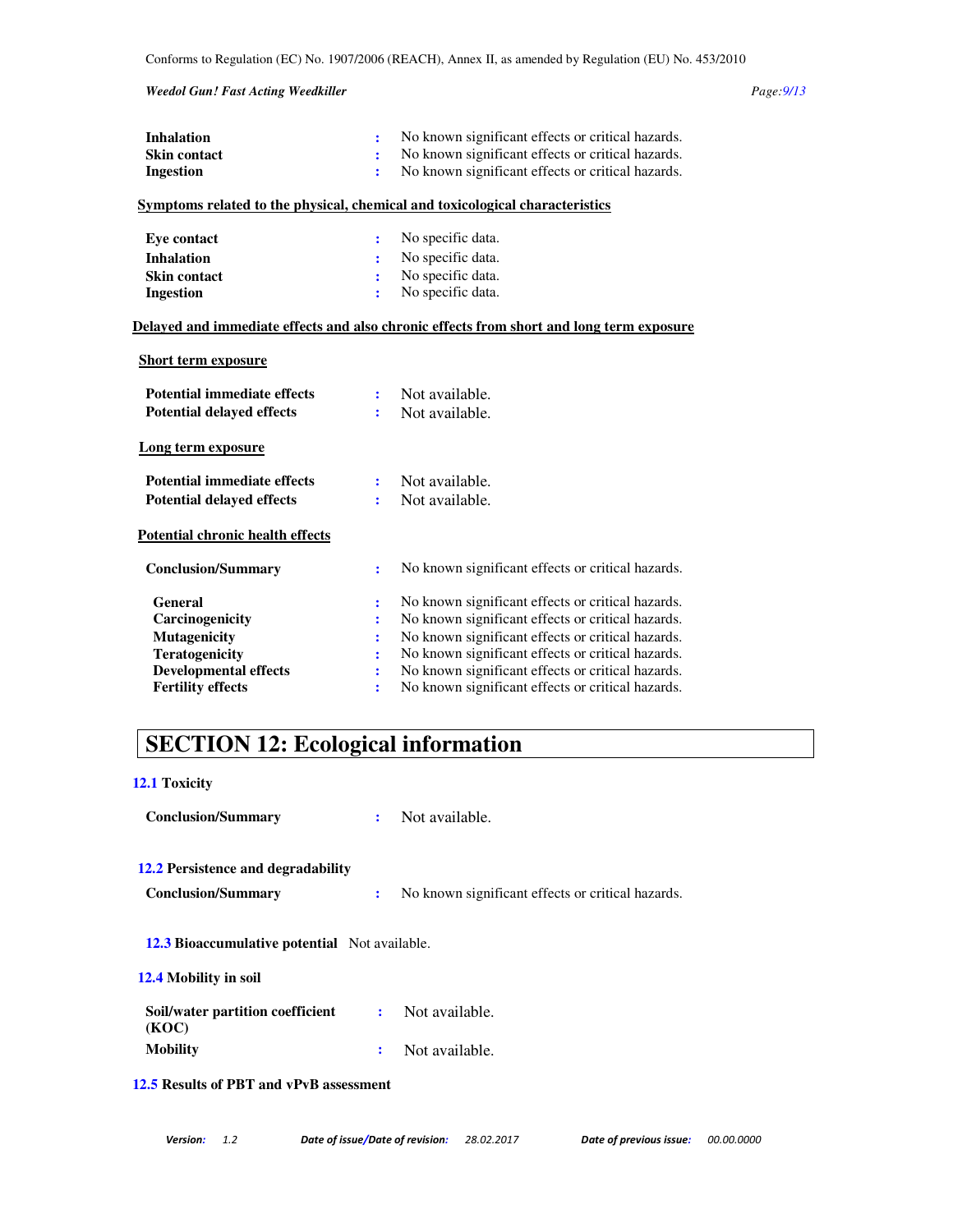| | | |
|---|---|---|
| **Inhalation** | : | No known significant effects or critical hazards. |
| **Skin contact** | : | No known significant effects or critical hazards. |
| **Ingestion** | : | No known significant effects or critical hazards. |

**Symptoms related to the physical, chemical and toxicological characteristics**

| | | |
|---|---|---|
| **Eye contact** | : | No specific data. |
| **Inhalation** | : | No specific data. |
| **Skin contact** | : | No specific data. |
| **Ingestion** | : | No specific data. |

**Delayed and immediate effects and also chronic effects from short and long term exposure**

**Short term exposure**

| | | |
|---|---|---|
| **Potential immediate effects** | : | Not available. |
| **Potential delayed effects** | : | Not available. |

**Long term exposure**

| | | |
|---|---|---|
| **Potential immediate effects** | : | Not available. |
| **Potential delayed effects** | : | Not available. |

**Potential chronic health effects**

| | | |
|---|---|---|
| **Conclusion/Summary** | : | No known significant effects or critical hazards. |
| **General** | : | No known significant effects or critical hazards. |
| **Carcinogenicity** | : | No known significant effects or critical hazards. |
| **Mutagenicity** | : | No known significant effects or critical hazards. |
| **Teratogenicity** | : | No known significant effects or critical hazards. |
| **Developmental effects** | : | No known significant effects or critical hazards. |
| **Fertility effects** | : | No known significant effects or critical hazards. |

# SECTION 12: Ecological information

### 12.1 Toxicity

**Conclusion/Summary** : Not available.

### 12.2 Persistence and degradability

**Conclusion/Summary** : No known significant effects or critical hazards.

### 12.3 Bioaccumulative potential

Not available.

### 12.4 Mobility in soil

| | | |
|---|---|---|
| **Soil/water partition coefficient (KOC)** | : | Not available. |
| **Mobility** | : | Not available. |

### 12.5 Results of PBT and vPvB assessment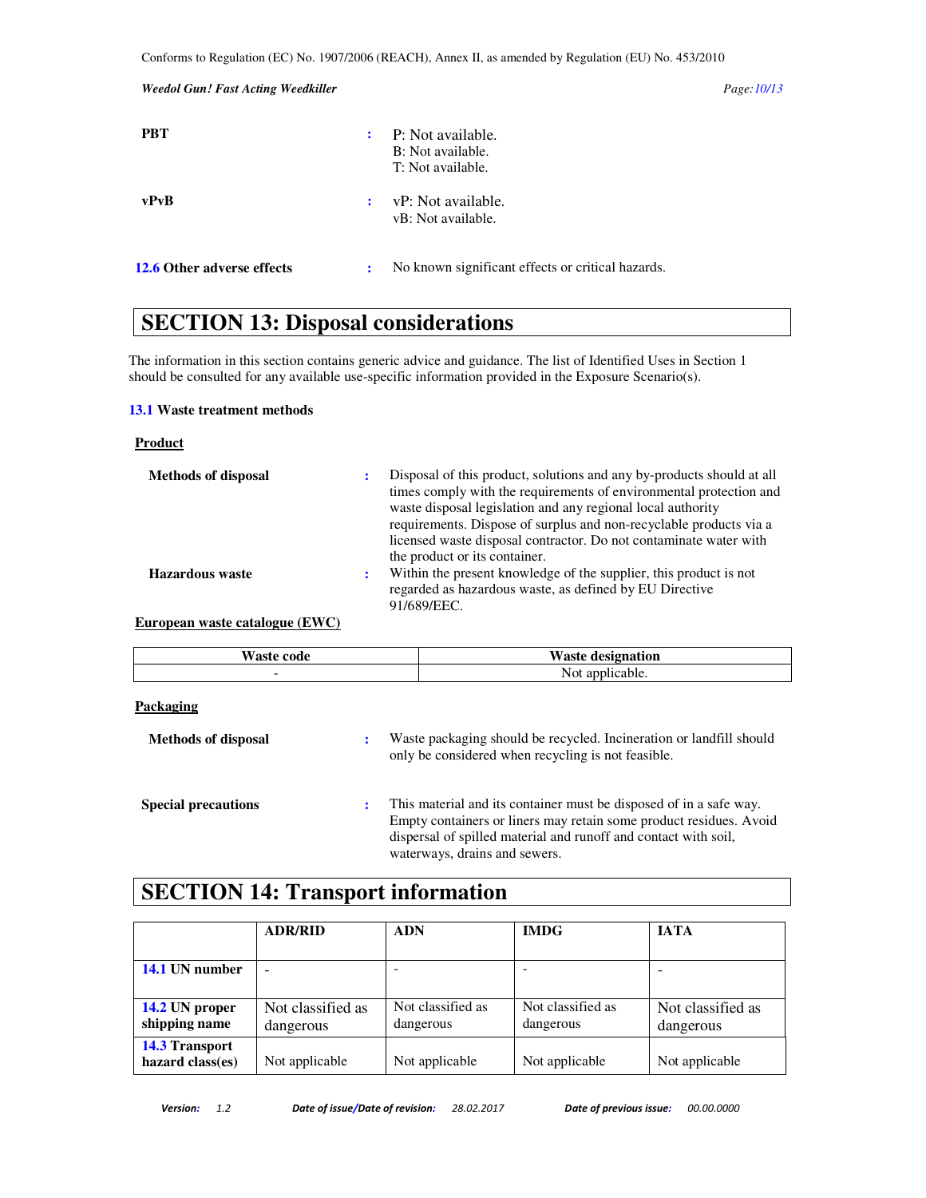**PBT** : P: Not available.
B: Not available.
T: Not available.

**vPvB** : vP: Not available.
vB: Not available.

**12.6 Other adverse effects** : No known significant effects or critical hazards.

# SECTION 13: Disposal considerations

The information in this section contains generic advice and guidance. The list of Identified Uses in Section 1 should be consulted for any available use-specific information provided in the Exposure Scenario(s).

### 13.1 Waste treatment methods

**Product**

**Methods of disposal** : Disposal of this product, solutions and any by-products should at all times comply with the requirements of environmental protection and waste disposal legislation and any regional local authority requirements. Dispose of surplus and non-recyclable products via a licensed waste disposal contractor. Do not contaminate water with the product or its container.

**Hazardous waste** : Within the present knowledge of the supplier, this product is not regarded as hazardous waste, as defined by EU Directive 91/689/EEC.

**European waste catalogue (EWC)**

| Waste code | Waste designation |
|---|---|
| - | Not applicable. |

**Packaging**

**Methods of disposal** : Waste packaging should be recycled. Incineration or landfill should only be considered when recycling is not feasible.

**Special precautions** : This material and its container must be disposed of in a safe way. Empty containers or liners may retain some product residues. Avoid dispersal of spilled material and runoff and contact with soil, waterways, drains and sewers.

# SECTION 14: Transport information

| | ADR/RID | ADN | IMDG | IATA |
|---|---|---|---|---|
| **14.1 UN number** | - | - | - | - |
| **14.2 UN proper shipping name** | Not classified as dangerous | Not classified as dangerous | Not classified as dangerous | Not classified as dangerous |
| **14.3 Transport hazard class(es)** | Not applicable | Not applicable | Not applicable | Not applicable |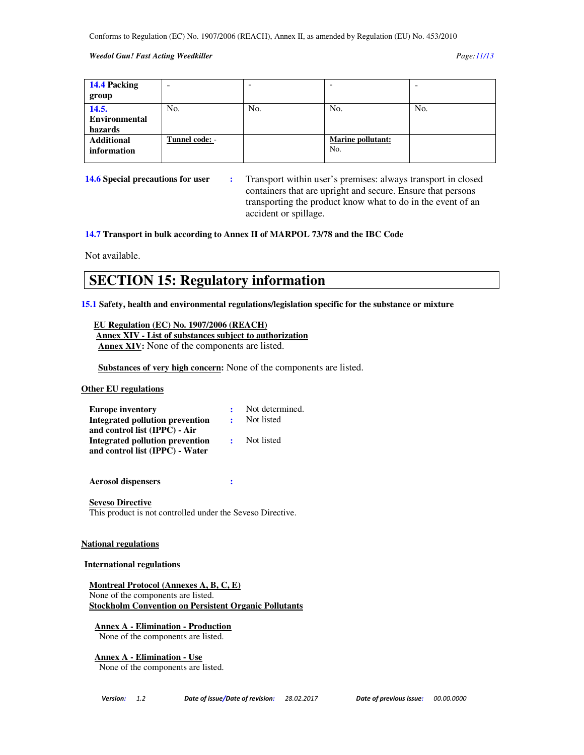| 14.4 Packing group | - | - | - | - |
|---|---|---|---|---|
| 14.5. Environmental hazards | No. | No. | No. | No. |
| Additional information | Tunnel code: - | | Marine pollutant: No. | |

**14.6 Special precautions for user** : Transport within user's premises: always transport in closed containers that are upright and secure. Ensure that persons transporting the product know what to do in the event of an accident or spillage.

**14.7 Transport in bulk according to Annex II of MARPOL 73/78 and the IBC Code**

Not available.

# SECTION 15: Regulatory information

**15.1 Safety, health and environmental regulations/legislation specific for the substance or mixture**

**EU Regulation (EC) No. 1907/2006 (REACH)**
**Annex XIV - List of substances subject to authorization**
**Annex XIV:** None of the components are listed.

**Substances of very high concern:** None of the components are listed.

**Other EU regulations**

**Europe inventory** : Not determined.
**Integrated pollution prevention and control list (IPPC) - Air** : Not listed
**Integrated pollution prevention and control list (IPPC) - Water** : Not listed

**Aerosol dispensers** :

**Seveso Directive**
This product is not controlled under the Seveso Directive.

**National regulations**

**International regulations**

**Montreal Protocol (Annexes A, B, C, E)**
None of the components are listed.
**Stockholm Convention on Persistent Organic Pollutants**

**Annex A - Elimination - Production**
None of the components are listed.

**Annex A - Elimination - Use**
None of the components are listed.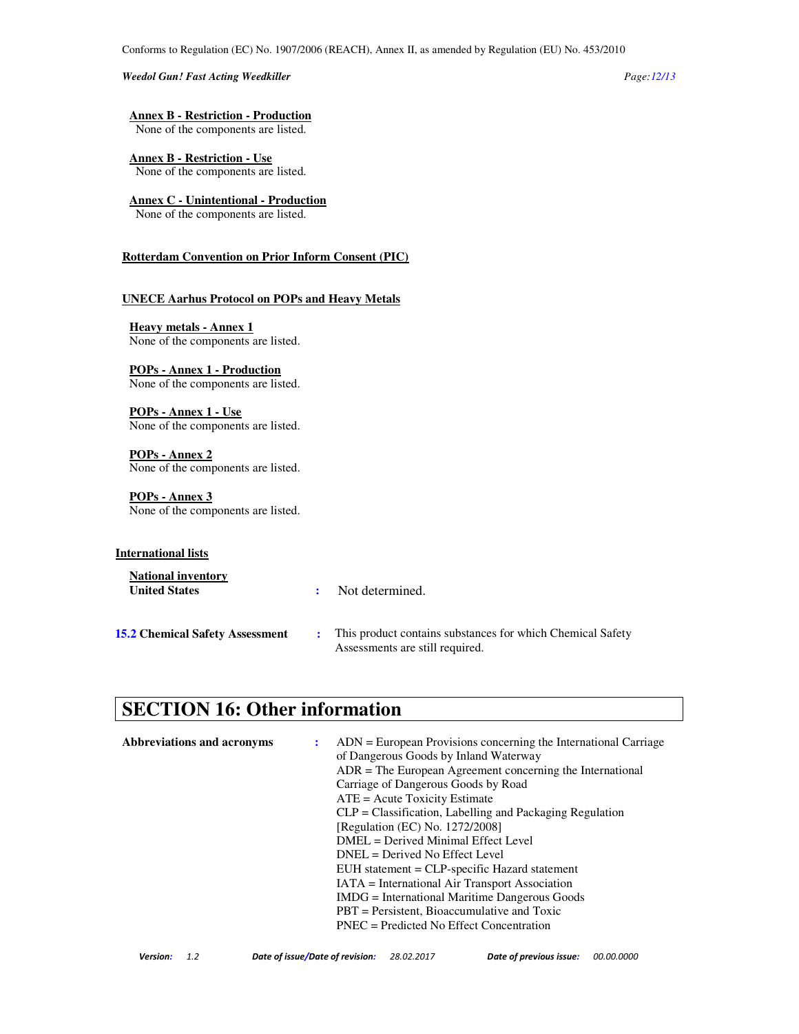**Annex B - Restriction - Production**
None of the components are listed.

**Annex B - Restriction - Use**
None of the components are listed.

**Annex C - Unintentional - Production**
None of the components are listed.

**Rotterdam Convention on Prior Inform Consent (PIC)**

**UNECE Aarhus Protocol on POPs and Heavy Metals**

**Heavy metals - Annex 1**
None of the components are listed.

**POPs - Annex 1 - Production**
None of the components are listed.

**POPs - Annex 1 - Use**
None of the components are listed.

**POPs - Annex 2**
None of the components are listed.

**POPs - Annex 3**
None of the components are listed.

**International lists**

**National inventory**
**United States** : Not determined.

**15.2 Chemical Safety Assessment** : This product contains substances for which Chemical Safety Assessments are still required.

# SECTION 16: Other information

**Abbreviations and acronyms** :
ADN = European Provisions concerning the International Carriage of Dangerous Goods by Inland Waterway
ADR = The European Agreement concerning the International Carriage of Dangerous Goods by Road
ATE = Acute Toxicity Estimate
CLP = Classification, Labelling and Packaging Regulation [Regulation (EC) No. 1272/2008]
DMEL = Derived Minimal Effect Level
DNEL = Derived No Effect Level
EUH statement = CLP-specific Hazard statement
IATA = International Air Transport Association
IMDG = International Maritime Dangerous Goods
PBT = Persistent, Bioaccumulative and Toxic
PNEC = Predicted No Effect Concentration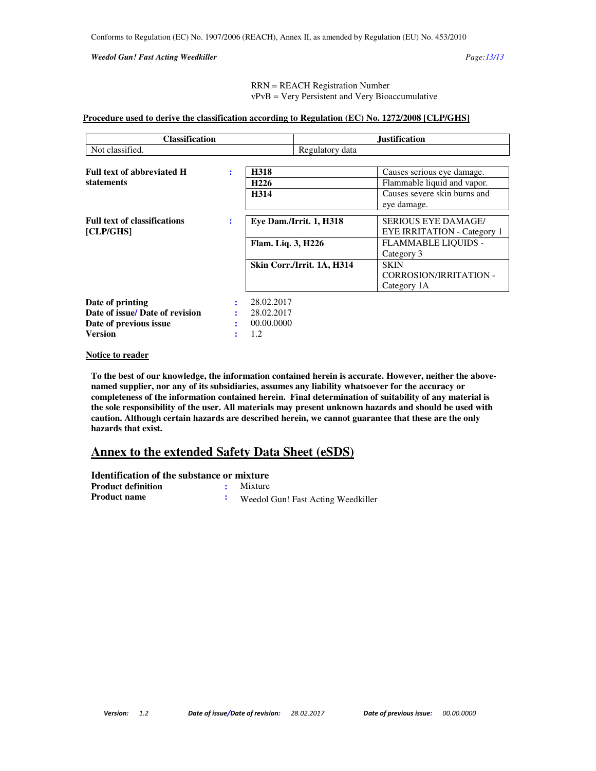RRN = REACH Registration Number
vPvB = Very Persistent and Very Bioaccumulative

**Procedure used to derive the classification according to Regulation (EC) No. 1272/2008 [CLP/GHS]**

| Classification | Justification |
|---|---|
| Not classified. | Regulatory data |

**Full text of abbreviated H statements** :

| | |
|---|---|
| **H318** | Causes serious eye damage. |
| **H226** | Flammable liquid and vapor. |
| **H314** | Causes severe skin burns and eye damage. |

**Full text of classifications [CLP/GHS]** :

| | |
|---|---|
| **Eye Dam./Irrit. 1, H318** | SERIOUS EYE DAMAGE/ EYE IRRITATION - Category 1 |
| **Flam. Liq. 3, H226** | FLAMMABLE LIQUIDS - Category 3 |
| **Skin Corr./Irrit. 1A, H314** | SKIN CORROSION/IRRITATION - Category 1A |

**Date of printing** : 28.02.2017
**Date of issue/ Date of revision** : 28.02.2017
**Date of previous issue** : 00.00.0000
**Version** : 1.2

**Notice to reader**

**To the best of our knowledge, the information contained herein is accurate. However, neither the above-named supplier, nor any of its subsidiaries, assumes any liability whatsoever for the accuracy or completeness of the information contained herein. Final determination of suitability of any material is the sole responsibility of the user. All materials may present unknown hazards and should be used with caution. Although certain hazards are described herein, we cannot guarantee that these are the only hazards that exist.**

## Annex to the extended Safety Data Sheet (eSDS)

### Identification of the substance or mixture

**Product definition** : Mixture
**Product name** : Weedol Gun! Fast Acting Weedkiller